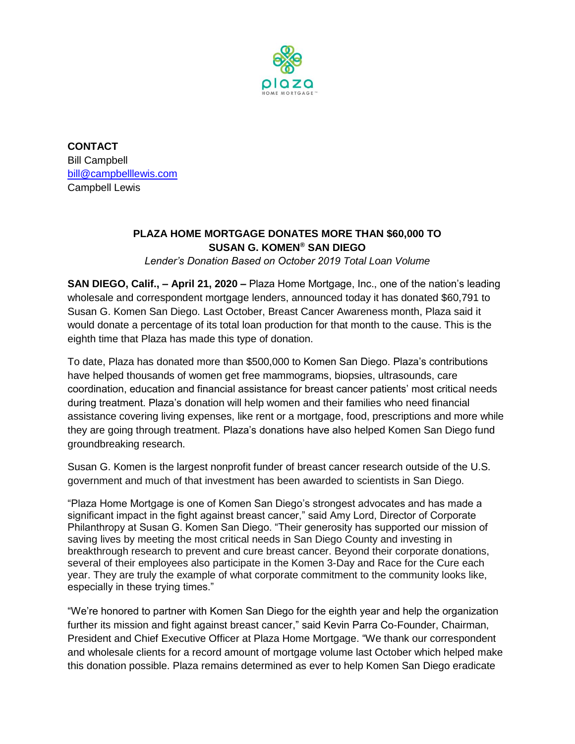**CONTACT**
Bill Campbell
bill@campbelllewis.com
Campbell Lewis

# PLAZA HOME MORTGAGE DONATES MORE THAN $60,000 TO SUSAN G. KOMEN® SAN DIEGO

*Lender's Donation Based on October 2019 Total Loan Volume*

**SAN DIEGO, Calif., – April 21, 2020 –** Plaza Home Mortgage, Inc., one of the nation's leading wholesale and correspondent mortgage lenders, announced today it has donated $60,791 to Susan G. Komen San Diego. Last October, Breast Cancer Awareness month, Plaza said it would donate a percentage of its total loan production for that month to the cause. This is the eighth time that Plaza has made this type of donation.

To date, Plaza has donated more than $500,000 to Komen San Diego. Plaza's contributions have helped thousands of women get free mammograms, biopsies, ultrasounds, care coordination, education and financial assistance for breast cancer patients' most critical needs during treatment. Plaza's donation will help women and their families who need financial assistance covering living expenses, like rent or a mortgage, food, prescriptions and more while they are going through treatment. Plaza's donations have also helped Komen San Diego fund groundbreaking research.

Susan G. Komen is the largest nonprofit funder of breast cancer research outside of the U.S. government and much of that investment has been awarded to scientists in San Diego.

"Plaza Home Mortgage is one of Komen San Diego's strongest advocates and has made a significant impact in the fight against breast cancer," said Amy Lord, Director of Corporate Philanthropy at Susan G. Komen San Diego. "Their generosity has supported our mission of saving lives by meeting the most critical needs in San Diego County and investing in breakthrough research to prevent and cure breast cancer. Beyond their corporate donations, several of their employees also participate in the Komen 3-Day and Race for the Cure each year. They are truly the example of what corporate commitment to the community looks like, especially in these trying times."

"We're honored to partner with Komen San Diego for the eighth year and help the organization further its mission and fight against breast cancer," said Kevin Parra Co-Founder, Chairman, President and Chief Executive Officer at Plaza Home Mortgage. "We thank our correspondent and wholesale clients for a record amount of mortgage volume last October which helped make this donation possible. Plaza remains determined as ever to help Komen San Diego eradicate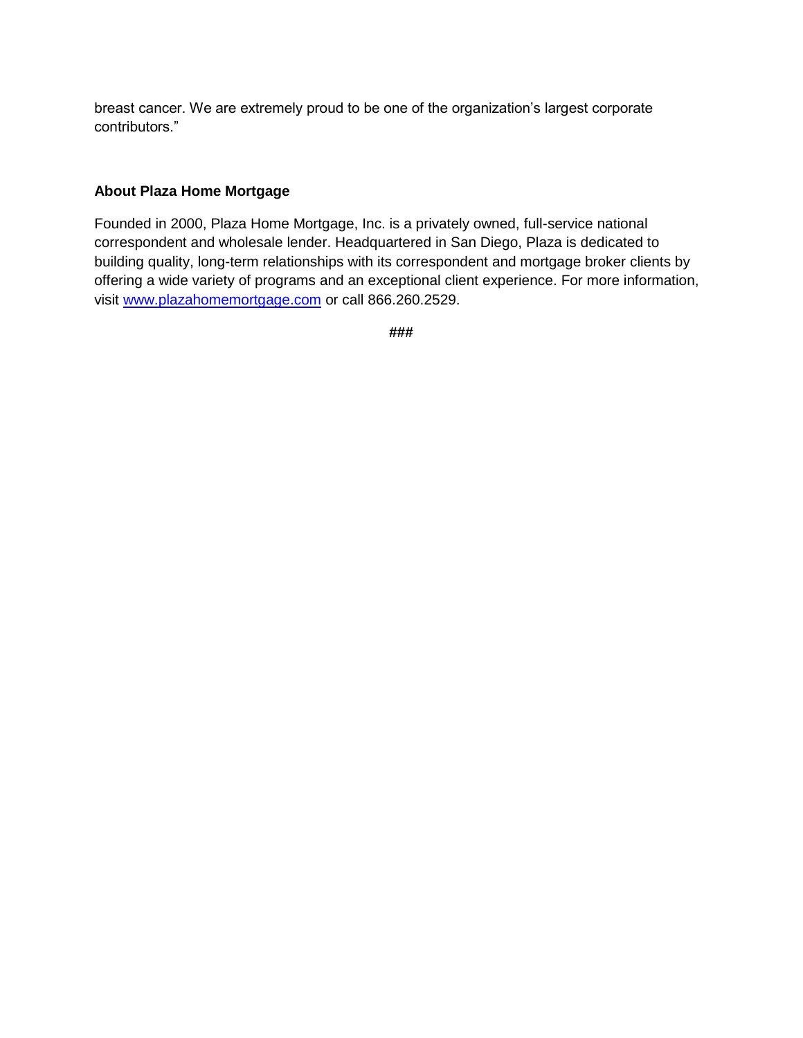breast cancer. We are extremely proud to be one of the organization's largest corporate contributors."

**About Plaza Home Mortgage**

Founded in 2000, Plaza Home Mortgage, Inc. is a privately owned, full-service national correspondent and wholesale lender. Headquartered in San Diego, Plaza is dedicated to building quality, long-term relationships with its correspondent and mortgage broker clients by offering a wide variety of programs and an exceptional client experience. For more information, visit [www.plazahomemortgage.com](http://www.plazahomemortgage.com) or call 866.260.2529.

###